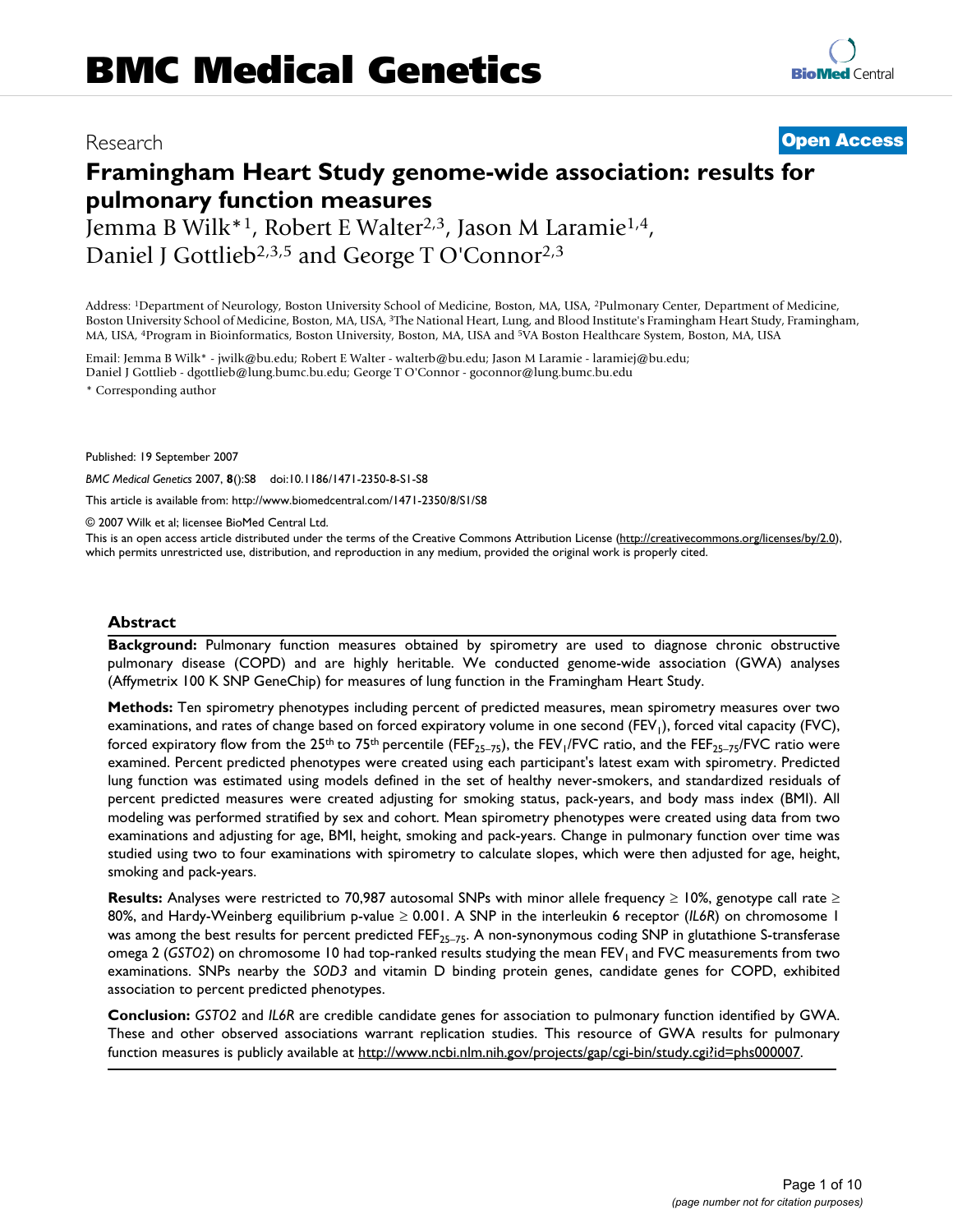# BMC Medical Genetics

Research

**Open Access**

# Framingham Heart Study genome-wide association: results for pulmonary function measures

Jemma B Wilk*[1], Robert E Walter[2,3], Jason M Laramie[1,4], Daniel J Gottlieb[2,3,5] and George T O'Connor[2,3]

Address: [1]Department of Neurology, Boston University School of Medicine, Boston, MA, USA, [2]Pulmonary Center, Department of Medicine, Boston University School of Medicine, Boston, MA, USA, [3]The National Heart, Lung, and Blood Institute's Framingham Heart Study, Framingham, MA, USA, [4]Program in Bioinformatics, Boston University, Boston, MA, USA and [5]VA Boston Healthcare System, Boston, MA, USA

Email: Jemma B Wilk* - jwilk@bu.edu; Robert E Walter - walterb@bu.edu; Jason M Laramie - laramiej@bu.edu; Daniel J Gottlieb - dgottlieb@lung.bumc.bu.edu; George T O'Connor - goconnor@lung.bumc.bu.edu

* Corresponding author

Published: 19 September 2007

*BMC Medical Genetics* 2007, **8**():S8 doi:10.1186/1471-2350-8-S1-S8

This article is available from: http://www.biomedcentral.com/1471-2350/8/S1/S8

© 2007 Wilk et al; licensee BioMed Central Ltd.

This is an open access article distributed under the terms of the Creative Commons Attribution License (http://creativecommons.org/licenses/by/2.0), which permits unrestricted use, distribution, and reproduction in any medium, provided the original work is properly cited.

## Abstract

**Background:** Pulmonary function measures obtained by spirometry are used to diagnose chronic obstructive pulmonary disease (COPD) and are highly heritable. We conducted genome-wide association (GWA) analyses (Affymetrix 100 K SNP GeneChip) for measures of lung function in the Framingham Heart Study.

**Methods:** Ten spirometry phenotypes including percent of predicted measures, mean spirometry measures over two examinations, and rates of change based on forced expiratory volume in one second ($FEV_1$), forced vital capacity (FVC), forced expiratory flow from the 25th to 75th percentile ($FEF_{25-75}$), the $FEV_1$/FVC ratio, and the $FEF_{25-75}$/FVC ratio were examined. Percent predicted phenotypes were created using each participant's latest exam with spirometry. Predicted lung function was estimated using models defined in the set of healthy never-smokers, and standardized residuals of percent predicted measures were created adjusting for smoking status, pack-years, and body mass index (BMI). All modeling was performed stratified by sex and cohort. Mean spirometry phenotypes were created using data from two examinations and adjusting for age, BMI, height, smoking and pack-years. Change in pulmonary function over time was studied using two to four examinations with spirometry to calculate slopes, which were then adjusted for age, height, smoking and pack-years.

**Results:** Analyses were restricted to 70,987 autosomal SNPs with minor allele frequency ≥ 10%, genotype call rate ≥ 80%, and Hardy-Weinberg equilibrium p-value ≥ 0.001. A SNP in the interleukin 6 receptor (*IL6R*) on chromosome 1 was among the best results for percent predicted $FEF_{25-75}$. A non-synonymous coding SNP in glutathione S-transferase omega 2 (*GSTO2*) on chromosome 10 had top-ranked results studying the mean $FEV_1$ and FVC measurements from two examinations. SNPs nearby the *SOD3* and vitamin D binding protein genes, candidate genes for COPD, exhibited association to percent predicted phenotypes.

**Conclusion:** *GSTO2* and *IL6R* are credible candidate genes for association to pulmonary function identified by GWA. These and other observed associations warrant replication studies. This resource of GWA results for pulmonary function measures is publicly available at http://www.ncbi.nlm.nih.gov/projects/gap/cgi-bin/study.cgi?id=phs000007.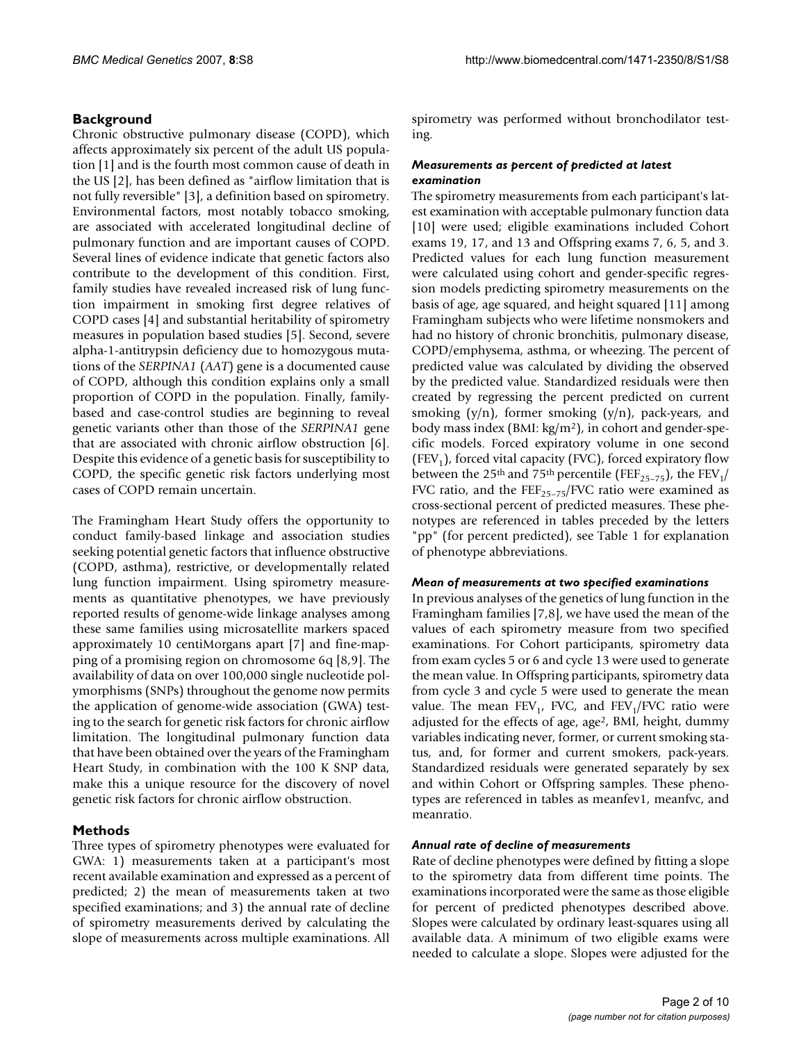## Background

Chronic obstructive pulmonary disease (COPD), which affects approximately six percent of the adult US population [1] and is the fourth most common cause of death in the US [2], has been defined as "airflow limitation that is not fully reversible" [3], a definition based on spirometry. Environmental factors, most notably tobacco smoking, are associated with accelerated longitudinal decline of pulmonary function and are important causes of COPD. Several lines of evidence indicate that genetic factors also contribute to the development of this condition. First, family studies have revealed increased risk of lung function impairment in smoking first degree relatives of COPD cases [4] and substantial heritability of spirometry measures in population based studies [5]. Second, severe alpha-1-antitrypsin deficiency due to homozygous mutations of the *SERPINA1* (*AAT*) gene is a documented cause of COPD, although this condition explains only a small proportion of COPD in the population. Finally, family-based and case-control studies are beginning to reveal genetic variants other than those of the *SERPINA1* gene that are associated with chronic airflow obstruction [6]. Despite this evidence of a genetic basis for susceptibility to COPD, the specific genetic risk factors underlying most cases of COPD remain uncertain.

The Framingham Heart Study offers the opportunity to conduct family-based linkage and association studies seeking potential genetic factors that influence obstructive (COPD, asthma), restrictive, or developmentally related lung function impairment. Using spirometry measurements as quantitative phenotypes, we have previously reported results of genome-wide linkage analyses among these same families using microsatellite markers spaced approximately 10 centiMorgans apart [7] and fine-mapping of a promising region on chromosome 6q [8,9]. The availability of data on over 100,000 single nucleotide polymorphisms (SNPs) throughout the genome now permits the application of genome-wide association (GWA) testing to the search for genetic risk factors for chronic airflow limitation. The longitudinal pulmonary function data that have been obtained over the years of the Framingham Heart Study, in combination with the 100 K SNP data, make this a unique resource for the discovery of novel genetic risk factors for chronic airflow obstruction.

## Methods

Three types of spirometry phenotypes were evaluated for GWA: 1) measurements taken at a participant's most recent available examination and expressed as a percent of predicted; 2) the mean of measurements taken at two specified examinations; and 3) the annual rate of decline of spirometry measurements derived by calculating the slope of measurements across multiple examinations. All spirometry was performed without bronchodilator testing.

### *Measurements as percent of predicted at latest examination*

The spirometry measurements from each participant's latest examination with acceptable pulmonary function data [10] were used; eligible examinations included Cohort exams 19, 17, and 13 and Offspring exams 7, 6, 5, and 3. Predicted values for each lung function measurement were calculated using cohort and gender-specific regression models predicting spirometry measurements on the basis of age, age squared, and height squared [11] among Framingham subjects who were lifetime nonsmokers and had no history of chronic bronchitis, pulmonary disease, COPD/emphysema, asthma, or wheezing. The percent of predicted value was calculated by dividing the observed by the predicted value. Standardized residuals were then created by regressing the percent predicted on current smoking (y/n), former smoking (y/n), pack-years, and body mass index (BMI: kg/m$^2$), in cohort and gender-specific models. Forced expiratory volume in one second ($FEV_1$), forced vital capacity (FVC), forced expiratory flow between the 25$^{th}$ and 75$^{th}$ percentile ($FEF_{25-75}$), the $FEV_1$/FVC ratio, and the $FEF_{25-75}$/FVC ratio were examined as cross-sectional percent of predicted measures. These phenotypes are referenced in tables preceded by the letters "pp" (for percent predicted), see Table 1 for explanation of phenotype abbreviations.

### *Mean of measurements at two specified examinations*

In previous analyses of the genetics of lung function in the Framingham families [7,8], we have used the mean of the values of each spirometry measure from two specified examinations. For Cohort participants, spirometry data from exam cycles 5 or 6 and cycle 13 were used to generate the mean value. In Offspring participants, spirometry data from cycle 3 and cycle 5 were used to generate the mean value. The mean $FEV_1$, FVC, and $FEV_1$/FVC ratio were adjusted for the effects of age, age$^2$, BMI, height, dummy variables indicating never, former, or current smoking status, and, for former and current smokers, pack-years. Standardized residuals were generated separately by sex and within Cohort or Offspring samples. These phenotypes are referenced in tables as meanfev1, meanfvc, and meanratio.

### *Annual rate of decline of measurements*

Rate of decline phenotypes were defined by fitting a slope to the spirometry data from different time points. The examinations incorporated were the same as those eligible for percent of predicted phenotypes described above. Slopes were calculated by ordinary least-squares using all available data. A minimum of two eligible exams were needed to calculate a slope. Slopes were adjusted for the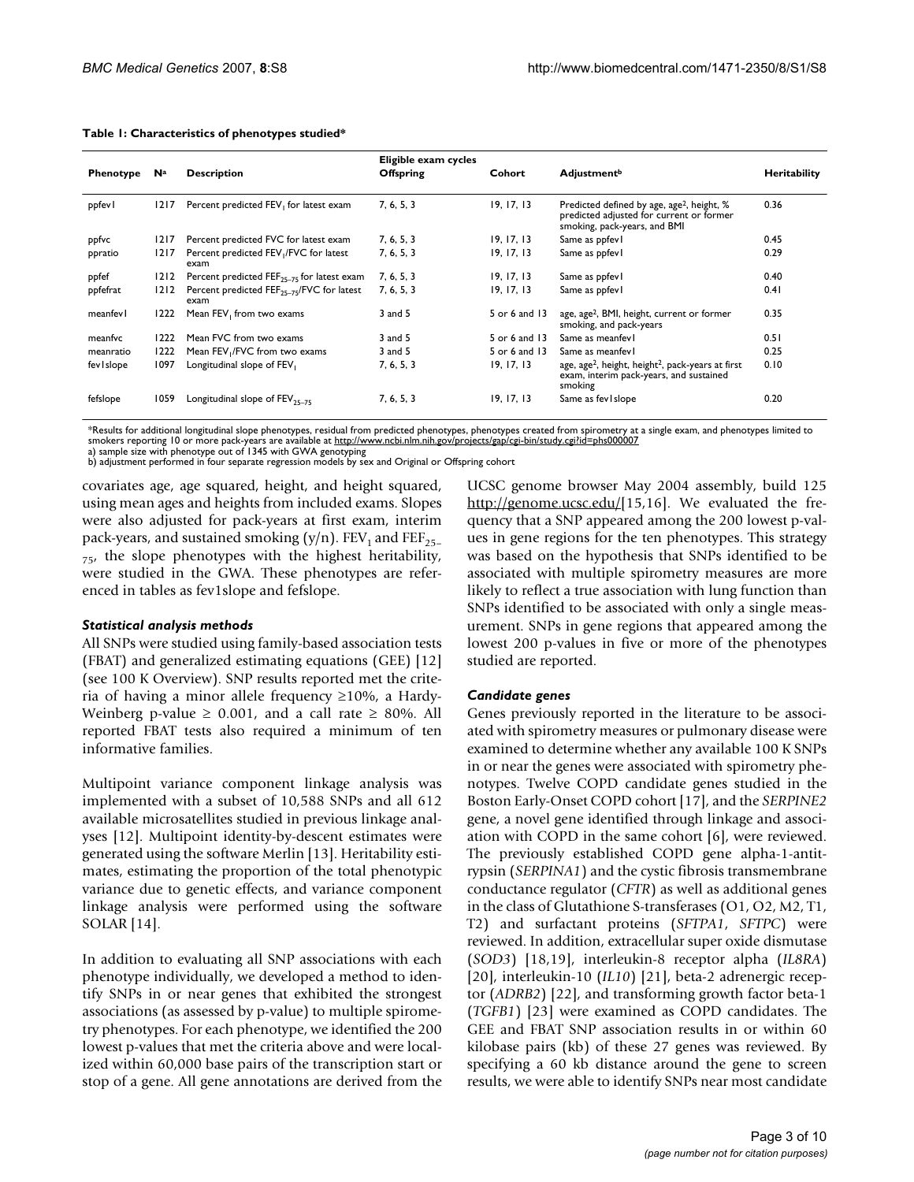**Table 1: Characteristics of phenotypes studied***

| Phenotype | N[a] | Description | Eligible exam cycles Offspring | Cohort | Adjustment[b] | Heritability |
|---|---|---|---|---|---|---|
| ppfev1 | 1217 | Percent predicted $FEV_1$ for latest exam | 7, 6, 5, 3 | 19, 17, 13 | Predicted defined by age, age$^2$, height, % predicted adjusted for current or former smoking, pack-years, and BMI | 0.36 |
| ppfvc | 1217 | Percent predicted FVC for latest exam | 7, 6, 5, 3 | 19, 17, 13 | Same as ppfev1 | 0.45 |
| ppratio | 1217 | Percent predicted $FEV_1$/FVC for latest exam | 7, 6, 5, 3 | 19, 17, 13 | Same as ppfev1 | 0.29 |
| ppfef | 1212 | Percent predicted $FEF_{25-75}$ for latest exam | 7, 6, 5, 3 | 19, 17, 13 | Same as ppfev1 | 0.40 |
| ppfefrat | 1212 | Percent predicted $FEF_{25-75}$/FVC for latest exam | 7, 6, 5, 3 | 19, 17, 13 | Same as ppfev1 | 0.41 |
| meanfev1 | 1222 | Mean $FEV_1$ from two exams | 3 and 5 | 5 or 6 and 13 | age, age$^2$, BMI, height, current or former smoking, and pack-years | 0.35 |
| meanfvc | 1222 | Mean FVC from two exams | 3 and 5 | 5 or 6 and 13 | Same as meanfev1 | 0.51 |
| meanratio | 1222 | Mean $FEV_1$/FVC from two exams | 3 and 5 | 5 or 6 and 13 | Same as meanfev1 | 0.25 |
| fev1slope | 1097 | Longitudinal slope of $FEV_1$ | 7, 6, 5, 3 | 19, 17, 13 | age, age$^2$, height, height$^2$, pack-years at first exam, interim pack-years, and sustained smoking | 0.10 |
| fefslope | 1059 | Longitudinal slope of $FEV_{25-75}$ | 7, 6, 5, 3 | 19, 17, 13 | Same as fev1slope | 0.20 |

*Results for additional longitudinal slope phenotypes, residual from predicted phenotypes, phenotypes created from spirometry at a single exam, and phenotypes limited to smokers reporting 10 or more pack-years are available at http://www.ncbi.nlm.nih.gov/projects/gap/cgi-bin/study.cgi?id=phs000007
a) sample size with phenotype out of 1345 with GWA genotyping
b) adjustment performed in four separate regression models by sex and Original or Offspring cohort

covariates age, age squared, height, and height squared, using mean ages and heights from included exams. Slopes were also adjusted for pack-years at first exam, interim pack-years, and sustained smoking (y/n). $FEV_1$ and $FEF_{25-75}$, the slope phenotypes with the highest heritability, were studied in the GWA. These phenotypes are referenced in tables as fev1slope and fefslope.

### *Statistical analysis methods*

All SNPs were studied using family-based association tests (FBAT) and generalized estimating equations (GEE) [12] (see 100 K Overview). SNP results reported met the criteria of having a minor allele frequency ≥10%, a Hardy-Weinberg p-value ≥ 0.001, and a call rate ≥ 80%. All reported FBAT tests also required a minimum of ten informative families.

Multipoint variance component linkage analysis was implemented with a subset of 10,588 SNPs and all 612 available microsatellites studied in previous linkage analyses [12]. Multipoint identity-by-descent estimates were generated using the software Merlin [13]. Heritability estimates, estimating the proportion of the total phenotypic variance due to genetic effects, and variance component linkage analysis were performed using the software SOLAR [14].

In addition to evaluating all SNP associations with each phenotype individually, we developed a method to identify SNPs in or near genes that exhibited the strongest associations (as assessed by p-value) to multiple spirometry phenotypes. For each phenotype, we identified the 200 lowest p-values that met the criteria above and were localized within 60,000 base pairs of the transcription start or stop of a gene. All gene annotations are derived from the UCSC genome browser May 2004 assembly, build 125 http://genome.ucsc.edu/[15,16]. We evaluated the frequency that a SNP appeared among the 200 lowest p-values in gene regions for the ten phenotypes. This strategy was based on the hypothesis that SNPs identified to be associated with multiple spirometry measures are more likely to reflect a true association with lung function than SNPs identified to be associated with only a single measurement. SNPs in gene regions that appeared among the lowest 200 p-values in five or more of the phenotypes studied are reported.

### *Candidate genes*

Genes previously reported in the literature to be associated with spirometry measures or pulmonary disease were examined to determine whether any available 100 K SNPs in or near the genes were associated with spirometry phenotypes. Twelve COPD candidate genes studied in the Boston Early-Onset COPD cohort [17], and the *SERPINE2* gene, a novel gene identified through linkage and association with COPD in the same cohort [6], were reviewed. The previously established COPD gene alpha-1-antitrypsin (*SERPINA1*) and the cystic fibrosis transmembrane conductance regulator (*CFTR*) as well as additional genes in the class of Glutathione S-transferases (O1, O2, M2, T1, T2) and surfactant proteins (*SFTPA1*, *SFTPC*) were reviewed. In addition, extracellular super oxide dismutase (*SOD3*) [18,19], interleukin-8 receptor alpha (*IL8RA*) [20], interleukin-10 (*IL10*) [21], beta-2 adrenergic receptor (*ADRB2*) [22], and transforming growth factor beta-1 (*TGFB1*) [23] were examined as COPD candidates. The GEE and FBAT SNP association results in or within 60 kilobase pairs (kb) of these 27 genes was reviewed. By specifying a 60 kb distance around the gene to screen results, we were able to identify SNPs near most candidate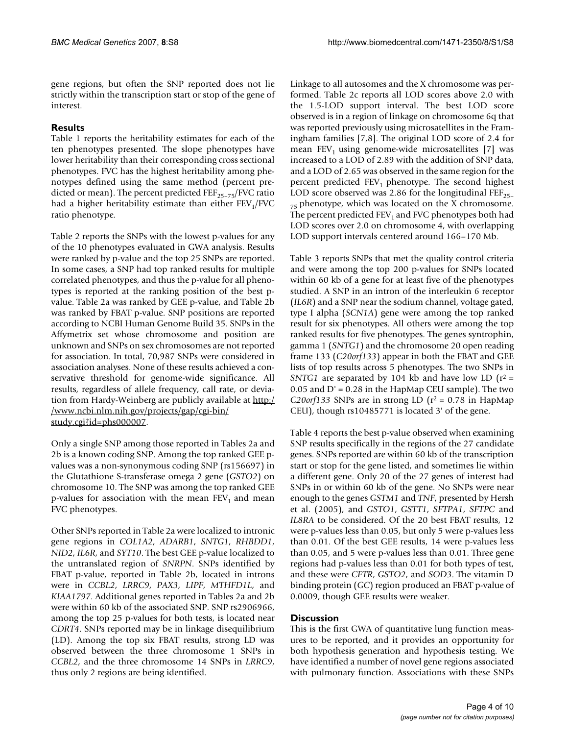gene regions, but often the SNP reported does not lie strictly within the transcription start or stop of the gene of interest.

## Results

Table 1 reports the heritability estimates for each of the ten phenotypes presented. The slope phenotypes have lower heritability than their corresponding cross sectional phenotypes. FVC has the highest heritability among phenotypes defined using the same method (percent predicted or mean). The percent predicted $FEF_{25-75}$/FVC ratio had a higher heritability estimate than either $FEV_1$/FVC ratio phenotype.

Table 2 reports the SNPs with the lowest p-values for any of the 10 phenotypes evaluated in GWA analysis. Results were ranked by p-value and the top 25 SNPs are reported. In some cases, a SNP had top ranked results for multiple correlated phenotypes, and thus the p-value for all phenotypes is reported at the ranking position of the best p-value. Table 2a was ranked by GEE p-value, and Table 2b was ranked by FBAT p-value. SNP positions are reported according to NCBI Human Genome Build 35. SNPs in the Affymetrix set whose chromosome and position are unknown and SNPs on sex chromosomes are not reported for association. In total, 70,987 SNPs were considered in association analyses. None of these results achieved a conservative threshold for genome-wide significance. All results, regardless of allele frequency, call rate, or deviation from Hardy-Weinberg are publicly available at http://www.ncbi.nlm.nih.gov/projects/gap/cgi-bin/study.cgi?id=phs000007.

Only a single SNP among those reported in Tables 2a and 2b is a known coding SNP. Among the top ranked GEE p-values was a non-synonymous coding SNP (rs156697) in the Glutathione S-transferase omega 2 gene (*GSTO2*) on chromosome 10. The SNP was among the top ranked GEE p-values for association with the mean $FEV_1$ and mean FVC phenotypes.

Other SNPs reported in Table 2a were localized to intronic gene regions in *COL1A2*, *ADARB1*, *SNTG1*, *RHBDD1*, *NID2*, *IL6R*, and *SYT10*. The best GEE p-value localized to the untranslated region of *SNRPN*. SNPs identified by FBAT p-value, reported in Table 2b, located in introns were in *CCBL2*, *LRRC9*, *PAX3*, *LIPF*, *MTHFD1L*, and *KIAA1797*. Additional genes reported in Tables 2a and 2b were within 60 kb of the associated SNP. SNP rs2906966, among the top 25 p-values for both tests, is located near *CDRT4*. SNPs reported may be in linkage disequilibrium (LD). Among the top six FBAT results, strong LD was observed between the three chromosome 1 SNPs in *CCBL2*, and the three chromosome 14 SNPs in *LRRC9*, thus only 2 regions are being identified.

Linkage to all autosomes and the X chromosome was performed. Table 2c reports all LOD scores above 2.0 with the 1.5-LOD support interval. The best LOD score observed is in a region of linkage on chromosome 6q that was reported previously using microsatellites in the Framingham families [7,8]. The original LOD score of 2.4 for mean $FEV_1$ using genome-wide microsatellites [7] was increased to a LOD of 2.89 with the addition of SNP data, and a LOD of 2.65 was observed in the same region for the percent predicted $FEV_1$ phenotype. The second highest LOD score observed was 2.86 for the longitudinal $FEF_{25-75}$ phenotype, which was located on the X chromosome. The percent predicted $FEV_1$ and FVC phenotypes both had LOD scores over 2.0 on chromosome 4, with overlapping LOD support intervals centered around 166–170 Mb.

Table 3 reports SNPs that met the quality control criteria and were among the top 200 p-values for SNPs located within 60 kb of a gene for at least five of the phenotypes studied. A SNP in an intron of the interleukin 6 receptor (*IL6R*) and a SNP near the sodium channel, voltage gated, type I alpha (*SCN1A*) gene were among the top ranked result for six phenotypes. All others were among the top ranked results for five phenotypes. The genes syntrophin, gamma 1 (*SNTG1*) and the chromosome 20 open reading frame 133 (*C20orf133*) appear in both the FBAT and GEE lists of top results across 5 phenotypes. The two SNPs in *SNTG1* are separated by 104 kb and have low LD ($r^2$ = 0.05 and D' = 0.28 in the HapMap CEU sample). The two *C20orf133* SNPs are in strong LD ($r^2$ = 0.78 in HapMap CEU), though rs10485771 is located 3' of the gene.

Table 4 reports the best p-value observed when examining SNP results specifically in the regions of the 27 candidate genes. SNPs reported are within 60 kb of the transcription start or stop for the gene listed, and sometimes lie within a different gene. Only 20 of the 27 genes of interest had SNPs in or within 60 kb of the gene. No SNPs were near enough to the genes *GSTM1* and *TNF*, presented by Hersh et al. (2005), and *GSTO1*, *GSTT1*, *SFTPA1*, *SFTPC* and *IL8RA* to be considered. Of the 20 best FBAT results, 12 were p-values less than 0.05, but only 5 were p-values less than 0.01. Of the best GEE results, 14 were p-values less than 0.05, and 5 were p-values less than 0.01. Three gene regions had p-values less than 0.01 for both types of test, and these were *CFTR*, *GSTO2*, and *SOD3*. The vitamin D binding protein (*GC*) region produced an FBAT p-value of 0.0009, though GEE results were weaker.

## Discussion

This is the first GWA of quantitative lung function measures to be reported, and it provides an opportunity for both hypothesis generation and hypothesis testing. We have identified a number of novel gene regions associated with pulmonary function. Associations with these SNPs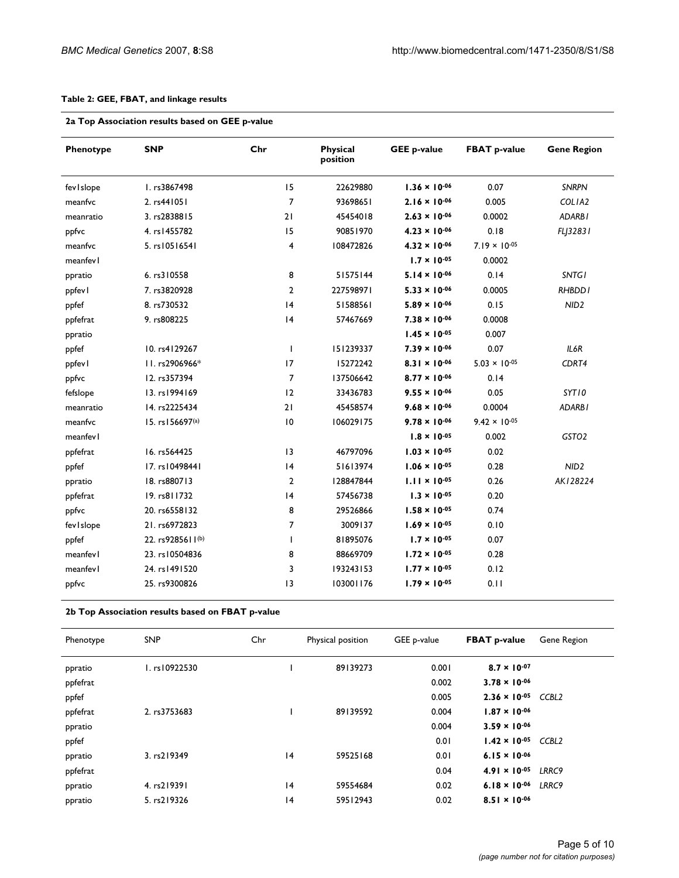**Table 2: GEE, FBAT, and linkage results**

**2a Top Association results based on GEE p-value**

| Phenotype | SNP | Chr | Physical position | GEE p-value | FBAT p-value | Gene Region |
|---|---|---|---|---|---|---|
| fev1slope | 1. rs3867498 | 15 | 22629880 | **$1.36 \times 10^{-06}$** | 0.07 | *SNRPN* |
| meanfvc | 2. rs441051 | 7 | 93698651 | **$2.16 \times 10^{-06}$** | 0.005 | *COL1A2* |
| meanratio | 3. rs2838815 | 21 | 45454018 | **$2.63 \times 10^{-06}$** | 0.0002 | *ADARB1* |
| ppfvc | 4. rs1455782 | 15 | 90851970 | **$4.23 \times 10^{-06}$** | 0.18 | *FLJ32831* |
| meanfvc | 5. rs10516541 | 4 | 108472826 | **$4.32 \times 10^{-06}$** | $7.19 \times 10^{-05}$ | |
| meanfev1 | | | | **$1.7 \times 10^{-05}$** | 0.0002 | |
| ppratio | 6. rs310558 | 8 | 51575144 | **$5.14 \times 10^{-06}$** | 0.14 | *SNTG1* |
| ppfev1 | 7. rs3820928 | 2 | 227598971 | **$5.33 \times 10^{-06}$** | 0.0005 | *RHBDD1* |
| ppfef | 8. rs730532 | 14 | 51588561 | **$5.89 \times 10^{-06}$** | 0.15 | *NID2* |
| ppfefrat | 9. rs808225 | 14 | 57467669 | **$7.38 \times 10^{-06}$** | 0.0008 | |
| ppratio | | | | **$1.45 \times 10^{-05}$** | 0.007 | |
| ppfef | 10. rs4129267 | 1 | 151239337 | **$7.39 \times 10^{-06}$** | 0.07 | *IL6R* |
| ppfev1 | 11. rs2906966* | 17 | 15272242 | **$8.31 \times 10^{-06}$** | $5.03 \times 10^{-05}$ | *CDRT4* |
| ppfvc | 12. rs357394 | 7 | 137506642 | **$8.77 \times 10^{-06}$** | 0.14 | |
| fefslope | 13. rs1994169 | 12 | 33436783 | **$9.55 \times 10^{-06}$** | 0.05 | *SYT10* |
| meanratio | 14. rs2225434 | 21 | 45458574 | **$9.68 \times 10^{-06}$** | 0.0004 | *ADARB1* |
| meanfvc | 15. rs156697[(a)] | 10 | 106029175 | **$9.78 \times 10^{-06}$** | $9.42 \times 10^{-05}$ | |
| meanfev1 | | | | **$1.8 \times 10^{-05}$** | 0.002 | *GSTO2* |
| ppfefrat | 16. rs564425 | 13 | 46797096 | **$1.03 \times 10^{-05}$** | 0.02 | |
| ppfef | 17. rs10498441 | 14 | 51613974 | **$1.06 \times 10^{-05}$** | 0.28 | *NID2* |
| ppratio | 18. rs880713 | 2 | 128847844 | **$1.11 \times 10^{-05}$** | 0.26 | *AK128224* |
| ppfefrat | 19. rs811732 | 14 | 57456738 | **$1.3 \times 10^{-05}$** | 0.20 | |
| ppfvc | 20. rs6558132 | 8 | 29526866 | **$1.58 \times 10^{-05}$** | 0.74 | |
| fev1slope | 21. rs6972823 | 7 | 3009137 | **$1.69 \times 10^{-05}$** | 0.10 | |
| ppfef | 22. rs9285611[(b)] | 1 | 81895076 | **$1.7 \times 10^{-05}$** | 0.07 | |
| meanfev1 | 23. rs10504836 | 8 | 88669709 | **$1.72 \times 10^{-05}$** | 0.28 | |
| meanfev1 | 24. rs1491520 | 3 | 193243153 | **$1.77 \times 10^{-05}$** | 0.12 | |
| ppfvc | 25. rs9300826 | 13 | 103001176 | **$1.79 \times 10^{-05}$** | 0.11 | |

**2b Top Association results based on FBAT p-value**

| Phenotype | SNP | Chr | Physical position | GEE p-value | FBAT p-value | Gene Region |
|---|---|---|---|---|---|---|
| ppratio | 1. rs10922530 | 1 | 89139273 | 0.001 | **$8.7 \times 10^{-07}$** | |
| ppfefrat | | | | 0.002 | **$3.78 \times 10^{-06}$** | |
| ppfef | | | | 0.005 | **$2.36 \times 10^{-05}$** | *CCBL2* |
| ppfefrat | 2. rs3753683 | 1 | 89139592 | 0.004 | **$1.87 \times 10^{-06}$** | |
| ppratio | | | | 0.004 | **$3.59 \times 10^{-06}$** | |
| ppfef | | | | 0.01 | **$1.42 \times 10^{-05}$** | *CCBL2* |
| ppratio | 3. rs219349 | 14 | 59525168 | 0.01 | **$6.15 \times 10^{-06}$** | |
| ppfefrat | | | | 0.04 | **$4.91 \times 10^{-05}$** | *LRRC9* |
| ppratio | 4. rs219391 | 14 | 59554684 | 0.02 | **$6.18 \times 10^{-06}$** | *LRRC9* |
| ppratio | 5. rs219326 | 14 | 59512943 | 0.02 | **$8.51 \times 10^{-06}$** | |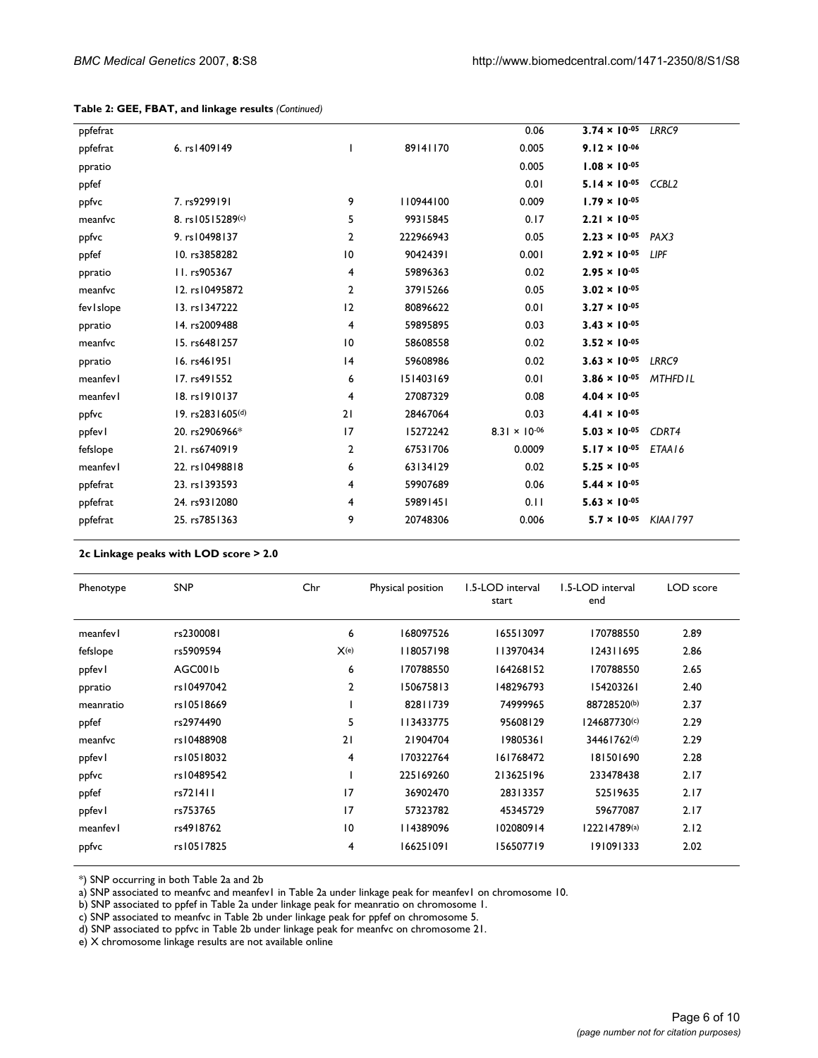**Table 2: GEE, FBAT, and linkage results** *(Continued)*

| | | | | | | |
|---|---|---|---|---|---|---|
| ppfefrat | | | | 0.06 | **$3.74 \times 10^{-05}$** | *LRRC9* |
| ppfefrat | 6. rs1409149 | 1 | 89141170 | 0.005 | **$9.12 \times 10^{-06}$** | |
| ppratio | | | | 0.005 | **$1.08 \times 10^{-05}$** | |
| ppfef | | | | 0.01 | **$5.14 \times 10^{-05}$** | *CCBL2* |
| ppfvc | 7. rs9299191 | 9 | 110944100 | 0.009 | **$1.79 \times 10^{-05}$** | |
| meanfvc | 8. rs10515289(c) | 5 | 99315845 | 0.17 | **$2.21 \times 10^{-05}$** | |
| ppfvc | 9. rs10498137 | 2 | 222966943 | 0.05 | **$2.23 \times 10^{-05}$** | *PAX3* |
| ppfef | 10. rs3858282 | 10 | 90424391 | 0.001 | **$2.92 \times 10^{-05}$** | *LIPF* |
| ppratio | 11. rs905367 | 4 | 59896363 | 0.02 | **$2.95 \times 10^{-05}$** | |
| meanfvc | 12. rs10495872 | 2 | 37915266 | 0.05 | **$3.02 \times 10^{-05}$** | |
| fev1slope | 13. rs1347222 | 12 | 80896622 | 0.01 | **$3.27 \times 10^{-05}$** | |
| ppratio | 14. rs2009488 | 4 | 59895895 | 0.03 | **$3.43 \times 10^{-05}$** | |
| meanfvc | 15. rs6481257 | 10 | 58608558 | 0.02 | **$3.52 \times 10^{-05}$** | |
| ppratio | 16. rs461951 | 14 | 59608986 | 0.02 | **$3.63 \times 10^{-05}$** | *LRRC9* |
| meanfev1 | 17. rs491552 | 6 | 151403169 | 0.01 | **$3.86 \times 10^{-05}$** | *MTHFD1L* |
| meanfev1 | 18. rs1910137 | 4 | 27087329 | 0.08 | **$4.04 \times 10^{-05}$** | |
| ppfvc | 19. rs2831605(d) | 21 | 28467064 | 0.03 | **$4.41 \times 10^{-05}$** | |
| ppfev1 | 20. rs2906966* | 17 | 15272242 | $8.31 \times 10^{-06}$ | **$5.03 \times 10^{-05}$** | *CDRT4* |
| fefslope | 21. rs6740919 | 2 | 67531706 | 0.0009 | **$5.17 \times 10^{-05}$** | *ETAA16* |
| meanfev1 | 22. rs10498818 | 6 | 63134129 | 0.02 | **$5.25 \times 10^{-05}$** | |
| ppfefrat | 23. rs1393593 | 4 | 59907689 | 0.06 | **$5.44 \times 10^{-05}$** | |
| ppfefrat | 24. rs9312080 | 4 | 59891451 | 0.11 | **$5.63 \times 10^{-05}$** | |
| ppfefrat | 25. rs7851363 | 9 | 20748306 | 0.006 | **$5.7 \times 10^{-05}$** | *KIAA1797* |

**2c Linkage peaks with LOD score > 2.0**

| Phenotype | SNP | Chr | Physical position | 1.5-LOD interval start | 1.5-LOD interval end | LOD score |
|---|---|---|---|---|---|---|
| meanfev1 | rs2300081 | 6 | 168097526 | 165513097 | 170788550 | 2.89 |
| fefslope | rs5909594 | X(e) | 118057198 | 113970434 | 124311695 | 2.86 |
| ppfev1 | AGC001b | 6 | 170788550 | 164268152 | 170788550 | 2.65 |
| ppratio | rs10497042 | 2 | 150675813 | 148296793 | 154203261 | 2.40 |
| meanratio | rs10518669 | 1 | 82811739 | 74999965 | 88728520(b) | 2.37 |
| ppfef | rs2974490 | 5 | 113433775 | 95608129 | 124687730(c) | 2.29 |
| meanfvc | rs10488908 | 21 | 21904704 | 19805361 | 34461762(d) | 2.29 |
| ppfev1 | rs10518032 | 4 | 170322764 | 161768472 | 181501690 | 2.28 |
| ppfvc | rs10489542 | 1 | 225169260 | 213625196 | 233478438 | 2.17 |
| ppfef | rs721411 | 17 | 36902470 | 28313357 | 52519635 | 2.17 |
| ppfev1 | rs753765 | 17 | 57323782 | 45345729 | 59677087 | 2.17 |
| meanfev1 | rs4918762 | 10 | 114389096 | 102080914 | 122214789(a) | 2.12 |
| ppfvc | rs10517825 | 4 | 166251091 | 156507719 | 191091333 | 2.02 |

*) SNP occurring in both Table 2a and 2b

a) SNP associated to meanfvc and meanfev1 in Table 2a under linkage peak for meanfev1 on chromosome 10.

b) SNP associated to ppfef in Table 2a under linkage peak for meanratio on chromosome 1.

c) SNP associated to meanfvc in Table 2b under linkage peak for ppfef on chromosome 5.

d) SNP associated to ppfvc in Table 2b under linkage peak for meanfvc on chromosome 21.

e) X chromosome linkage results are not available online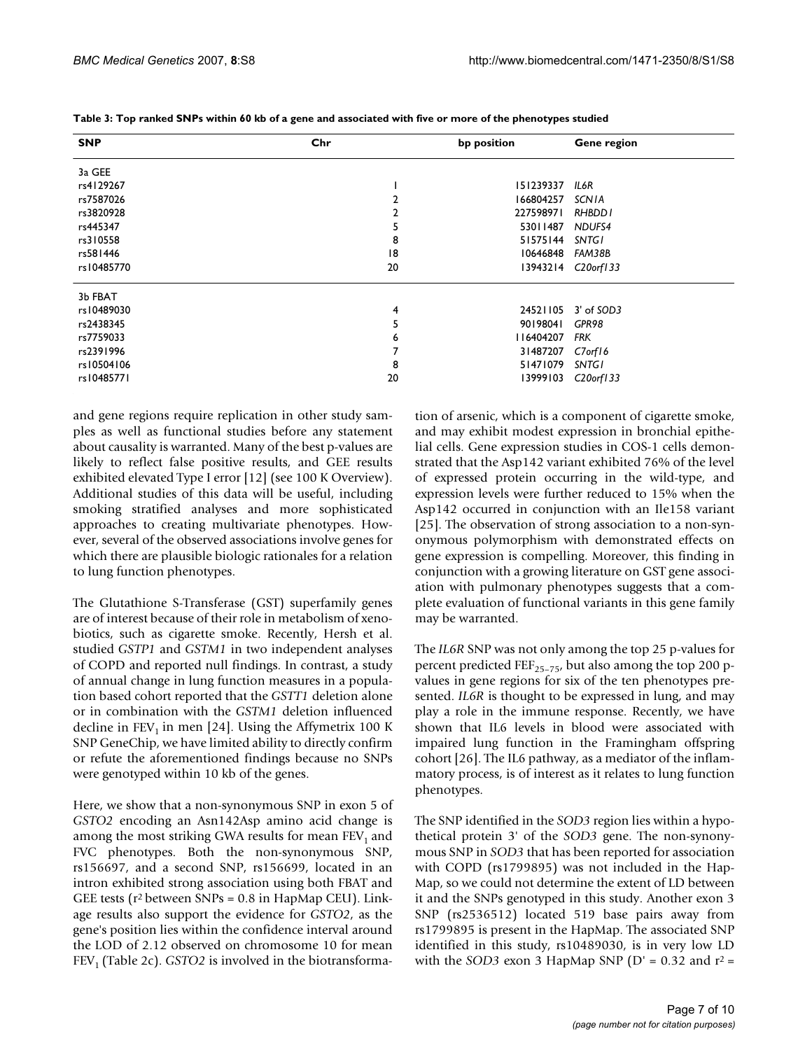**Table 3: Top ranked SNPs within 60 kb of a gene and associated with five or more of the phenotypes studied**

| SNP | Chr | bp position | Gene region |
| --- | --- | --- | --- |
| 3a GEE | | | |
| rs4129267 | 1 | 151239337 | *IL6R* |
| rs7587026 | 2 | 166804257 | *SCN1A* |
| rs3820928 | 2 | 227598971 | *RHBDD1* |
| rs445347 | 5 | 53011487 | *NDUFS4* |
| rs310558 | 8 | 51575144 | *SNTG1* |
| rs581446 | 18 | 10646848 | *FAM38B* |
| rs10485770 | 20 | 13943214 | *C20orf133* |
| 3b FBAT | | | |
| rs10489030 | 4 | 24521105 | 3' of *SOD3* |
| rs2438345 | 5 | 90198041 | *GPR98* |
| rs7759033 | 6 | 116404207 | *FRK* |
| rs2391996 | 7 | 31487207 | *C7orf16* |
| rs10504106 | 8 | 51471079 | *SNTG1* |
| rs10485771 | 20 | 13999103 | *C20orf133* |

and gene regions require replication in other study samples as well as functional studies before any statement about causality is warranted. Many of the best p-values are likely to reflect false positive results, and GEE results exhibited elevated Type I error [12] (see 100 K Overview). Additional studies of this data will be useful, including smoking stratified analyses and more sophisticated approaches to creating multivariate phenotypes. However, several of the observed associations involve genes for which there are plausible biologic rationales for a relation to lung function phenotypes.

The Glutathione S-Transferase (GST) superfamily genes are of interest because of their role in metabolism of xenobiotics, such as cigarette smoke. Recently, Hersh et al. studied *GSTP1* and *GSTM1* in two independent analyses of COPD and reported null findings. In contrast, a study of annual change in lung function measures in a population based cohort reported that the *GSTT1* deletion alone or in combination with the *GSTM1* deletion influenced decline in $FEV_1$ in men [24]. Using the Affymetrix 100 K SNP GeneChip, we have limited ability to directly confirm or refute the aforementioned findings because no SNPs were genotyped within 10 kb of the genes.

Here, we show that a non-synonymous SNP in exon 5 of *GSTO2* encoding an Asn142Asp amino acid change is among the most striking GWA results for mean $FEV_1$ and FVC phenotypes. Both the non-synonymous SNP, rs156697, and a second SNP, rs156699, located in an intron exhibited strong association using both FBAT and GEE tests ($r^2$ between SNPs = 0.8 in HapMap CEU). Linkage results also support the evidence for *GSTO2*, as the gene's position lies within the confidence interval around the LOD of 2.12 observed on chromosome 10 for mean $FEV_1$ (Table 2c). *GSTO2* is involved in the biotransformation of arsenic, which is a component of cigarette smoke, and may exhibit modest expression in bronchial epithelial cells. Gene expression studies in COS-1 cells demonstrated that the Asp142 variant exhibited 76% of the level of expressed protein occurring in the wild-type, and expression levels were further reduced to 15% when the Asp142 occurred in conjunction with an Ile158 variant [25]. The observation of strong association to a non-synonymous polymorphism with demonstrated effects on gene expression is compelling. Moreover, this finding in conjunction with a growing literature on GST gene association with pulmonary phenotypes suggests that a complete evaluation of functional variants in this gene family may be warranted.

The *IL6R* SNP was not only among the top 25 p-values for percent predicted $FEF_{25-75}$, but also among the top 200 p-values in gene regions for six of the ten phenotypes presented. *IL6R* is thought to be expressed in lung, and may play a role in the immune response. Recently, we have shown that IL6 levels in blood were associated with impaired lung function in the Framingham offspring cohort [26]. The IL6 pathway, as a mediator of the inflammatory process, is of interest as it relates to lung function phenotypes.

The SNP identified in the *SOD3* region lies within a hypothetical protein 3' of the *SOD3* gene. The non-synonymous SNP in *SOD3* that has been reported for association with COPD (rs1799895) was not included in the HapMap, so we could not determine the extent of LD between it and the SNPs genotyped in this study. Another exon 3 SNP (rs2536512) located 519 base pairs away from rs1799895 is present in the HapMap. The associated SNP identified in this study, rs10489030, is in very low LD with the *SOD3* exon 3 HapMap SNP (D' = 0.32 and $r^2$ =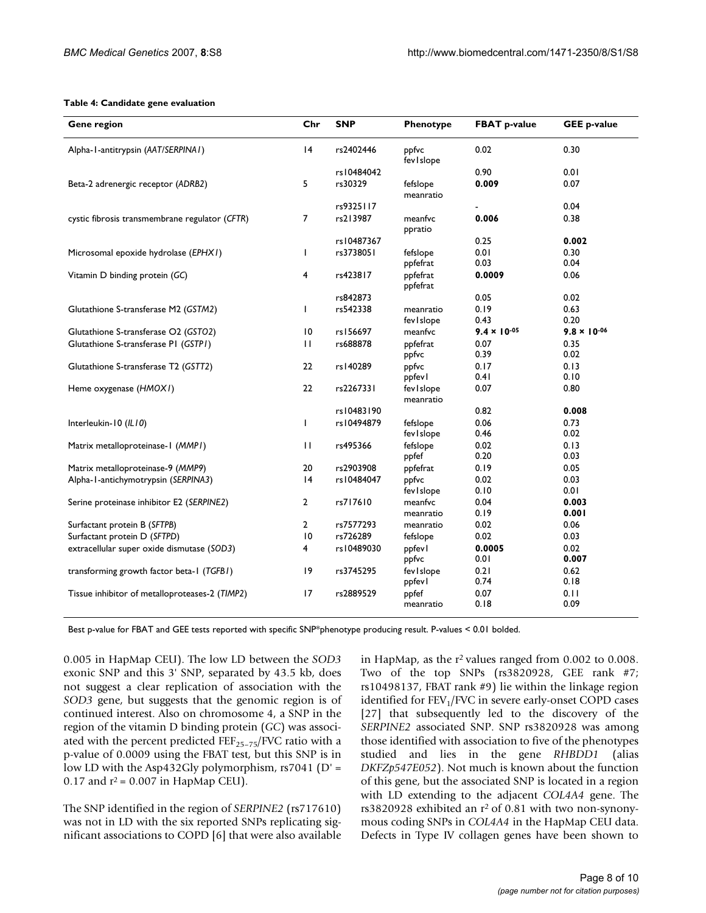**Table 4: Candidate gene evaluation**

| Gene region | Chr | SNP | Phenotype | FBAT p-value | GEE p-value |
|---|---|---|---|---|---|
| Alpha-1-antitrypsin (*AAT/SERPINA1*) | 14 | rs2402446 | ppfvc | 0.02 | 0.30 |
| | | | fev1slope | | |
| | | rs10484042 | | 0.90 | 0.01 |
| Beta-2 adrenergic receptor (*ADRB2*) | 5 | rs30329 | fefslope | **0.009** | 0.07 |
| | | | meanratio | | |
| | | rs9325117 | | - | 0.04 |
| cystic fibrosis transmembrane regulator (*CFTR*) | 7 | rs213987 | meanfvc | **0.006** | 0.38 |
| | | | ppratio | | |
| | | rs10487367 | | 0.25 | **0.002** |
| Microsomal epoxide hydrolase (*EPHX1*) | 1 | rs3738051 | fefslope | 0.01 | 0.30 |
| | | | ppfefrat | 0.03 | 0.04 |
| Vitamin D binding protein (*GC*) | 4 | rs423817 | ppfefrat | **0.0009** | 0.06 |
| | | | ppfefrat | | |
| | | rs842873 | | 0.05 | 0.02 |
| Glutathione S-transferase M2 (*GSTM2*) | 1 | rs542338 | meanratio | 0.19 | 0.63 |
| | | | fev1slope | 0.43 | 0.20 |
| Glutathione S-transferase O2 (*GSTO2*) | 10 | rs156697 | meanfvc | $\mathbf{9.4 \times 10^{-05}}$ | $\mathbf{9.8 \times 10^{-06}}$ |
| Glutathione S-transferase P1 (*GSTP1*) | 11 | rs688878 | ppfefrat | 0.07 | 0.35 |
| | | | ppfvc | 0.39 | 0.02 |
| Glutathione S-transferase T2 (*GSTT2*) | 22 | rs140289 | ppfvc | 0.17 | 0.13 |
| | | | ppfev1 | 0.41 | 0.10 |
| Heme oxygenase (*HMOX1*) | 22 | rs2267331 | fev1slope | 0.07 | 0.80 |
| | | | meanratio | | |
| | | rs10483190 | | 0.82 | **0.008** |
| Interleukin-10 (*IL10*) | 1 | rs10494879 | fefslope | 0.06 | 0.73 |
| | | | fev1slope | 0.46 | 0.02 |
| Matrix metalloproteinase-1 (*MMP1*) | 11 | rs495366 | fefslope | 0.02 | 0.13 |
| | | | ppfef | 0.20 | 0.03 |
| Matrix metalloproteinase-9 (*MMP9*) | 20 | rs2903908 | ppfefrat | 0.19 | 0.05 |
| Alpha-1-antichymotrypsin (*SERPINA3*) | 14 | rs10484047 | ppfvc | 0.02 | 0.03 |
| | | | fev1slope | 0.10 | 0.01 |
| Serine proteinase inhibitor E2 (*SERPINE2*) | 2 | rs717610 | meanfvc | 0.04 | **0.003** |
| | | | meanratio | 0.19 | **0.001** |
| Surfactant protein B (*SFTPB*) | 2 | rs7577293 | meanratio | 0.02 | 0.06 |
| Surfactant protein D (*SFTPD*) | 10 | rs726289 | fefslope | 0.02 | 0.03 |
| extracellular super oxide dismutase (*SOD3*) | 4 | rs10489030 | ppfev1 | **0.0005** | 0.02 |
| | | | ppfvc | 0.01 | **0.007** |
| transforming growth factor beta-1 (*TGFB1*) | 19 | rs3745295 | fev1slope | 0.21 | 0.62 |
| | | | ppfev1 | 0.74 | 0.18 |
| Tissue inhibitor of metalloproteases-2 (*TIMP2*) | 17 | rs2889529 | ppfef | 0.07 | 0.11 |
| | | | meanratio | 0.18 | 0.09 |

Best p-value for FBAT and GEE tests reported with specific SNP*phenotype producing result. P-values < 0.01 bolded.

0.005 in HapMap CEU). The low LD between the *SOD3* exonic SNP and this 3' SNP, separated by 43.5 kb, does not suggest a clear replication of association with the *SOD3* gene, but suggests that the genomic region is of continued interest. Also on chromosome 4, a SNP in the region of the vitamin D binding protein (*GC*) was associated with the percent predicted $FEF_{25-75}$/FVC ratio with a p-value of 0.0009 using the FBAT test, but this SNP is in low LD with the Asp432Gly polymorphism, rs7041 (D' = 0.17 and $r^2 = 0.007$ in HapMap CEU).

The SNP identified in the region of *SERPINE2* (rs717610) was not in LD with the six reported SNPs replicating significant associations to COPD [6] that were also available in HapMap, as the $r^2$ values ranged from 0.002 to 0.008. Two of the top SNPs (rs3820928, GEE rank #7; rs10498137, FBAT rank #9) lie within the linkage region identified for $FEV_1$/FVC in severe early-onset COPD cases [27] that subsequently led to the discovery of the *SERPINE2* associated SNP. SNP rs3820928 was among those identified with association to five of the phenotypes studied and lies in the gene *RHBDD1* (alias *DKFZp547E052*). Not much is known about the function of this gene, but the associated SNP is located in a region with LD extending to the adjacent *COL4A4* gene. The rs3820928 exhibited an $r^2$ of 0.81 with two non-synonymous coding SNPs in *COL4A4* in the HapMap CEU data. Defects in Type IV collagen genes have been shown to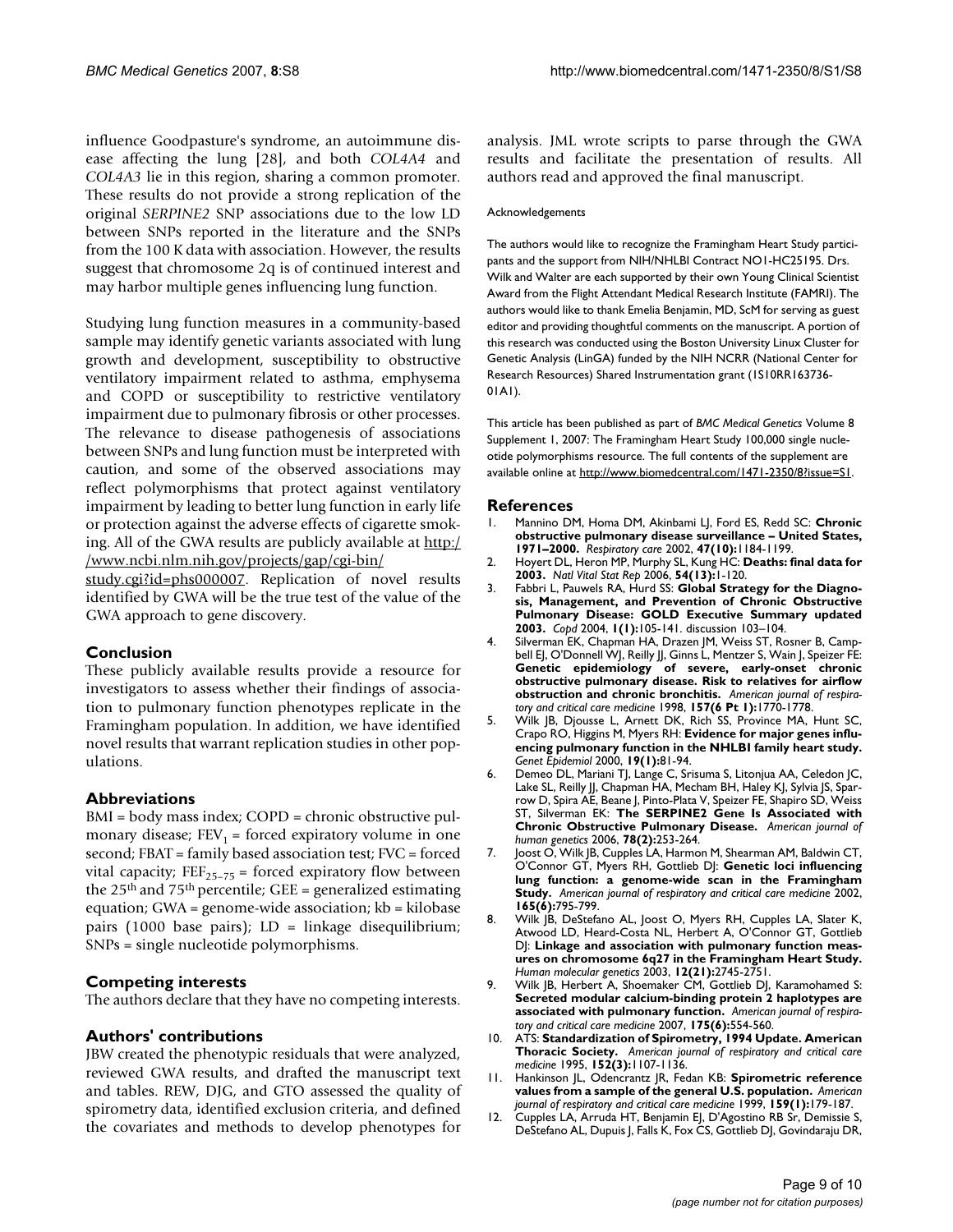influence Goodpasture's syndrome, an autoimmune disease affecting the lung [28], and both *COL4A4* and *COL4A3* lie in this region, sharing a common promoter. These results do not provide a strong replication of the original *SERPINE2* SNP associations due to the low LD between SNPs reported in the literature and the SNPs from the 100 K data with association. However, the results suggest that chromosome 2q is of continued interest and may harbor multiple genes influencing lung function.

Studying lung function measures in a community-based sample may identify genetic variants associated with lung growth and development, susceptibility to obstructive ventilatory impairment related to asthma, emphysema and COPD or susceptibility to restrictive ventilatory impairment due to pulmonary fibrosis or other processes. The relevance to disease pathogenesis of associations between SNPs and lung function must be interpreted with caution, and some of the observed associations may reflect polymorphisms that protect against ventilatory impairment by leading to better lung function in early life or protection against the adverse effects of cigarette smoking. All of the GWA results are publicly available at http://www.ncbi.nlm.nih.gov/projects/gap/cgi-bin/study.cgi?id=phs000007. Replication of novel results identified by GWA will be the true test of the value of the GWA approach to gene discovery.

## Conclusion

These publicly available results provide a resource for investigators to assess whether their findings of association to pulmonary function phenotypes replicate in the Framingham population. In addition, we have identified novel results that warrant replication studies in other populations.

## Abbreviations

BMI = body mass index; COPD = chronic obstructive pulmonary disease; $FEV_1$ = forced expiratory volume in one second; FBAT = family based association test; FVC = forced vital capacity; $FEF_{25-75}$ = forced expiratory flow between the $25^{th}$ and $75^{th}$ percentile; GEE = generalized estimating equation; GWA = genome-wide association; kb = kilobase pairs (1000 base pairs); LD = linkage disequilibrium; SNPs = single nucleotide polymorphisms.

## Competing interests

The authors declare that they have no competing interests.

## Authors' contributions

JBW created the phenotypic residuals that were analyzed, reviewed GWA results, and drafted the manuscript text and tables. REW, DJG, and GTO assessed the quality of spirometry data, identified exclusion criteria, and defined the covariates and methods to develop phenotypes for analysis. JML wrote scripts to parse through the GWA results and facilitate the presentation of results. All authors read and approved the final manuscript.

### Acknowledgements

The authors would like to recognize the Framingham Heart Study participants and the support from NIH/NHLBI Contract NO1-HC25195. Drs. Wilk and Walter are each supported by their own Young Clinical Scientist Award from the Flight Attendant Medical Research Institute (FAMRI). The authors would like to thank Emelia Benjamin, MD, ScM for serving as guest editor and providing thoughtful comments on the manuscript. A portion of this research was conducted using the Boston University Linux Cluster for Genetic Analysis (LinGA) funded by the NIH NCRR (National Center for Research Resources) Shared Instrumentation grant (1S10RR163736-01A1).

This article has been published as part of *BMC Medical Genetics* Volume 8 Supplement 1, 2007: The Framingham Heart Study 100,000 single nucleotide polymorphisms resource. The full contents of the supplement are available online at http://www.biomedcentral.com/1471-2350/8?issue=S1.

## References

1. Mannino DM, Homa DM, Akinbami LJ, Ford ES, Redd SC: **Chronic obstructive pulmonary disease surveillance – United States, 1971–2000.** *Respiratory care* 2002, **47(10):**1184-1199.
2. Hoyert DL, Heron MP, Murphy SL, Kung HC: **Deaths: final data for 2003.** *Natl Vital Stat Rep* 2006, **54(13):**1-120.
3. Fabbri L, Pauwels RA, Hurd SS: **Global Strategy for the Diagnosis, Management, and Prevention of Chronic Obstructive Pulmonary Disease: GOLD Executive Summary updated 2003.** *Copd* 2004, **1(1):**105-141. discussion 103–104.
4. Silverman EK, Chapman HA, Drazen JM, Weiss ST, Rosner B, Campbell EJ, O'Donnell WJ, Reilly JJ, Ginns L, Mentzer S, Wain J, Speizer FE: **Genetic epidemiology of severe, early-onset chronic obstructive pulmonary disease. Risk to relatives for airflow obstruction and chronic bronchitis.** *American journal of respiratory and critical care medicine* 1998, **157(6 Pt 1):**1770-1778.
5. Wilk JB, Djousse L, Arnett DK, Rich SS, Province MA, Hunt SC, Crapo RO, Higgins M, Myers RH: **Evidence for major genes influencing pulmonary function in the NHLBI family heart study.** *Genet Epidemiol* 2000, **19(1):**81-94.
6. Demeo DL, Mariani TJ, Lange C, Srisuma S, Litonjua AA, Celedon JC, Lake SL, Reilly JJ, Chapman HA, Mecham BH, Haley KJ, Sylvia JS, Sparrow D, Spira AE, Beane J, Pinto-Plata V, Speizer FE, Shapiro SD, Weiss ST, Silverman EK: **The SERPINE2 Gene Is Associated with Chronic Obstructive Pulmonary Disease.** *American journal of human genetics* 2006, **78(2):**253-264.
7. Joost O, Wilk JB, Cupples LA, Harmon M, Shearman AM, Baldwin CT, O'Connor GT, Myers RH, Gottlieb DJ: **Genetic loci influencing lung function: a genome-wide scan in the Framingham Study.** *American journal of respiratory and critical care medicine* 2002, **165(6):**795-799.
8. Wilk JB, DeStefano AL, Joost O, Myers RH, Cupples LA, Slater K, Atwood LD, Heard-Costa NL, Herbert A, O'Connor GT, Gottlieb DJ: **Linkage and association with pulmonary function measures on chromosome 6q27 in the Framingham Heart Study.** *Human molecular genetics* 2003, **12(21):**2745-2751.
9. Wilk JB, Herbert A, Shoemaker CM, Gottlieb DJ, Karamohamed S: **Secreted modular calcium-binding protein 2 haplotypes are associated with pulmonary function.** *American journal of respiratory and critical care medicine* 2007, **175(6):**554-560.
10. ATS: **Standardization of Spirometry, 1994 Update. American Thoracic Society.** *American journal of respiratory and critical care medicine* 1995, **152(3):**1107-1136.
11. Hankinson JL, Odencrantz JR, Fedan KB: **Spirometric reference values from a sample of the general U.S. population.** *American journal of respiratory and critical care medicine* 1999, **159(1):**179-187.
12. Cupples LA, Arruda HT, Benjamin EJ, D'Agostino RB Sr, Demissie S, DeStefano AL, Dupuis J, Falls K, Fox CS, Gottlieb DJ, Govindaraju DR,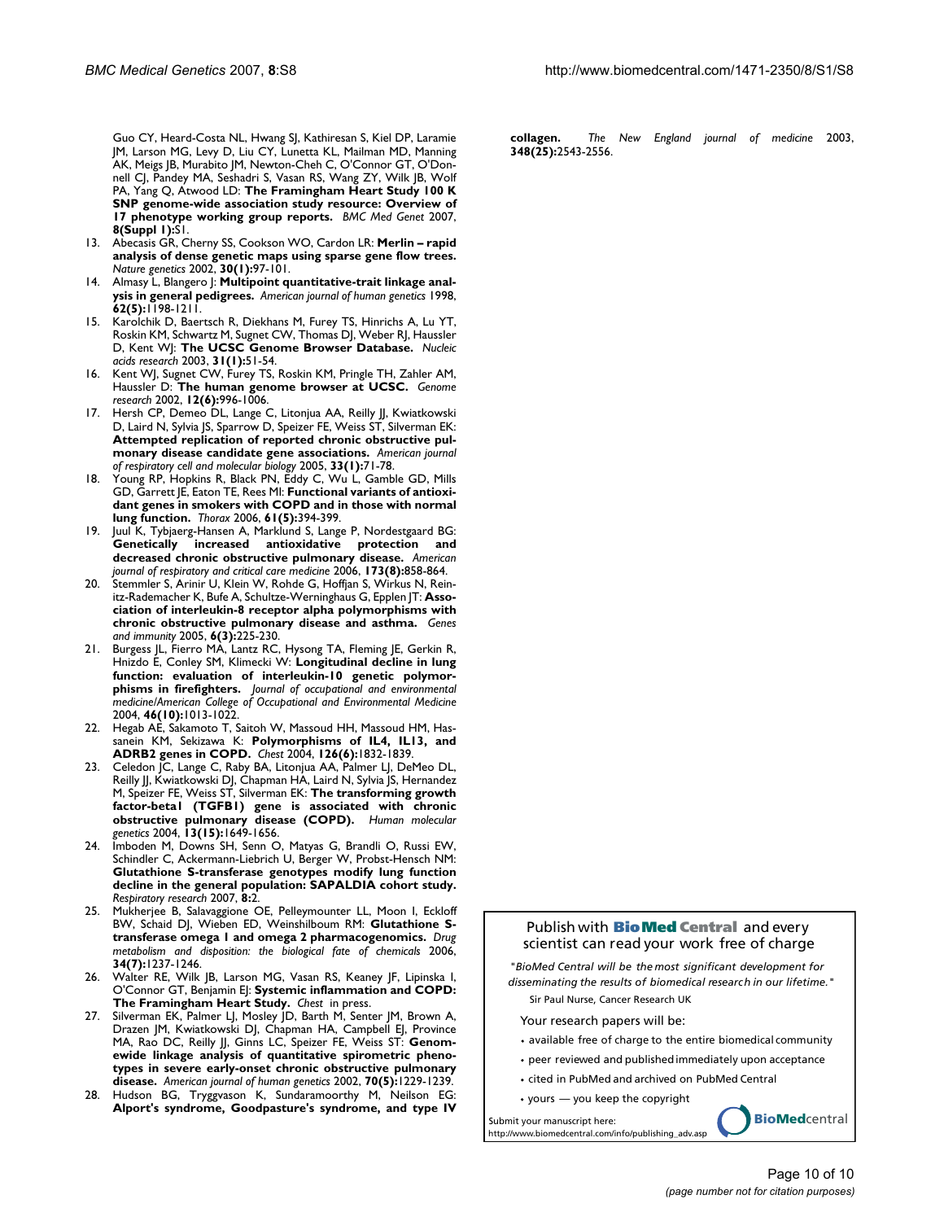Guo CY, Heard-Costa NL, Hwang SJ, Kathiresan S, Kiel DP, Laramie JM, Larson MG, Levy D, Liu CY, Lunetta KL, Mailman MD, Manning AK, Meigs JB, Murabito JM, Newton-Cheh C, O'Connor GT, O'Donnell CJ, Pandey MA, Seshadri S, Vasan RS, Wang ZY, Wilk JB, Wolf PA, Yang Q, Atwood LD: **The Framingham Heart Study 100 K SNP genome-wide association study resource: Overview of 17 phenotype working group reports.** *BMC Med Genet* 2007, **8(Suppl 1):**S1.

13. Abecasis GR, Cherny SS, Cookson WO, Cardon LR: **Merlin – rapid analysis of dense genetic maps using sparse gene flow trees.** *Nature genetics* 2002, **30(1):**97-101.
14. Almasy L, Blangero J: **Multipoint quantitative-trait linkage analysis in general pedigrees.** *American journal of human genetics* 1998, **62(5):**1198-1211.
15. Karolchik D, Baertsch R, Diekhans M, Furey TS, Hinrichs A, Lu YT, Roskin KM, Schwartz M, Sugnet CW, Thomas DJ, Weber RJ, Haussler D, Kent WJ: **The UCSC Genome Browser Database.** *Nucleic acids research* 2003, **31(1):**51-54.
16. Kent WJ, Sugnet CW, Furey TS, Roskin KM, Pringle TH, Zahler AM, Haussler D: **The human genome browser at UCSC.** *Genome research* 2002, **12(6):**996-1006.
17. Hersh CP, Demeo DL, Lange C, Litonjua AA, Reilly JJ, Kwiatkowski D, Laird N, Sylvia JS, Sparrow D, Speizer FE, Weiss ST, Silverman EK: **Attempted replication of reported chronic obstructive pulmonary disease candidate gene associations.** *American journal of respiratory cell and molecular biology* 2005, **33(1):**71-78.
18. Young RP, Hopkins R, Black PN, Eddy C, Wu L, Gamble GD, Mills GD, Garrett JE, Eaton TE, Rees MI: **Functional variants of antioxidant genes in smokers with COPD and in those with normal lung function.** *Thorax* 2006, **61(5):**394-399.
19. Juul K, Tybjaerg-Hansen A, Marklund S, Lange P, Nordestgaard BG: **Genetically increased antioxidative protection and decreased chronic obstructive pulmonary disease.** *American journal of respiratory and critical care medicine* 2006, **173(8):**858-864.
20. Stemmler S, Arinir U, Klein W, Rohde G, Hoffjan S, Wirkus N, Reinitz-Rademacher K, Bufe A, Schultze-Werninghaus G, Epplen JT: **Association of interleukin-8 receptor alpha polymorphisms with chronic obstructive pulmonary disease and asthma.** *Genes and immunity* 2005, **6(3):**225-230.
21. Burgess JL, Fierro MA, Lantz RC, Hysong TA, Fleming JE, Gerkin R, Hnizdo E, Conley SM, Klimecki W: **Longitudinal decline in lung function: evaluation of interleukin-10 genetic polymorphisms in firefighters.** *Journal of occupational and environmental medicine/American College of Occupational and Environmental Medicine* 2004, **46(10):**1013-1022.
22. Hegab AE, Sakamoto T, Saitoh W, Massoud HH, Massoud HM, Hassanein KM, Sekizawa K: **Polymorphisms of IL4, IL13, and ADRB2 genes in COPD.** *Chest* 2004, **126(6):**1832-1839.
23. Celedon JC, Lange C, Raby BA, Litonjua AA, Palmer LJ, DeMeo DL, Reilly JJ, Kwiatkowski DJ, Chapman HA, Laird N, Sylvia JS, Hernandez M, Speizer FE, Weiss ST, Silverman EK: **The transforming growth factor-beta1 (TGFB1) gene is associated with chronic obstructive pulmonary disease (COPD).** *Human molecular genetics* 2004, **13(15):**1649-1656.
24. Imboden M, Downs SH, Senn O, Matyas G, Brandli O, Russi EW, Schindler C, Ackermann-Liebrich U, Berger W, Probst-Hensch NM: **Glutathione S-transferase genotypes modify lung function decline in the general population: SAPALDIA cohort study.** *Respiratory research* 2007, **8:**2.
25. Mukherjee B, Salavaggione OE, Pelleymounter LL, Moon I, Eckloff BW, Schaid DJ, Wieben ED, Weinshilboum RM: **Glutathione S-transferase omega 1 and omega 2 pharmacogenomics.** *Drug metabolism and disposition: the biological fate of chemicals* 2006, **34(7):**1237-1246.
26. Walter RE, Wilk JB, Larson MG, Vasan RS, Keaney JF, Lipinska I, O'Connor GT, Benjamin EJ: **Systemic inflammation and COPD: The Framingham Heart Study.** *Chest* in press.
27. Silverman EK, Palmer LJ, Mosley JD, Barth M, Senter JM, Brown A, Drazen JM, Kwiatkowski DJ, Chapman HA, Campbell EJ, Province MA, Rao DC, Reilly JJ, Ginns LC, Speizer FE, Weiss ST: **Genomewide linkage analysis of quantitative spirometric phenotypes in severe early-onset chronic obstructive pulmonary disease.** *American journal of human genetics* 2002, **70(5):**1229-1239.
28. Hudson BG, Tryggvason K, Sundaramoorthy M, Neilson EG: **Alport's syndrome, Goodpasture's syndrome, and type IV collagen.** *The New England journal of medicine* 2003, **348(25):**2543-2556.

Publish with **BioMed Central** and every scientist can read your work free of charge

*"BioMed Central will be the most significant development for disseminating the results of biomedical research in our lifetime."*
Sir Paul Nurse, Cancer Research UK

Your research papers will be:

- available free of charge to the entire biomedical community
- peer reviewed and published immediately upon acceptance
- cited in PubMed and archived on PubMed Central
- yours — you keep the copyright

Submit your manuscript here:
http://www.biomedcentral.com/info/publishing_adv.asp

BioMedcentral